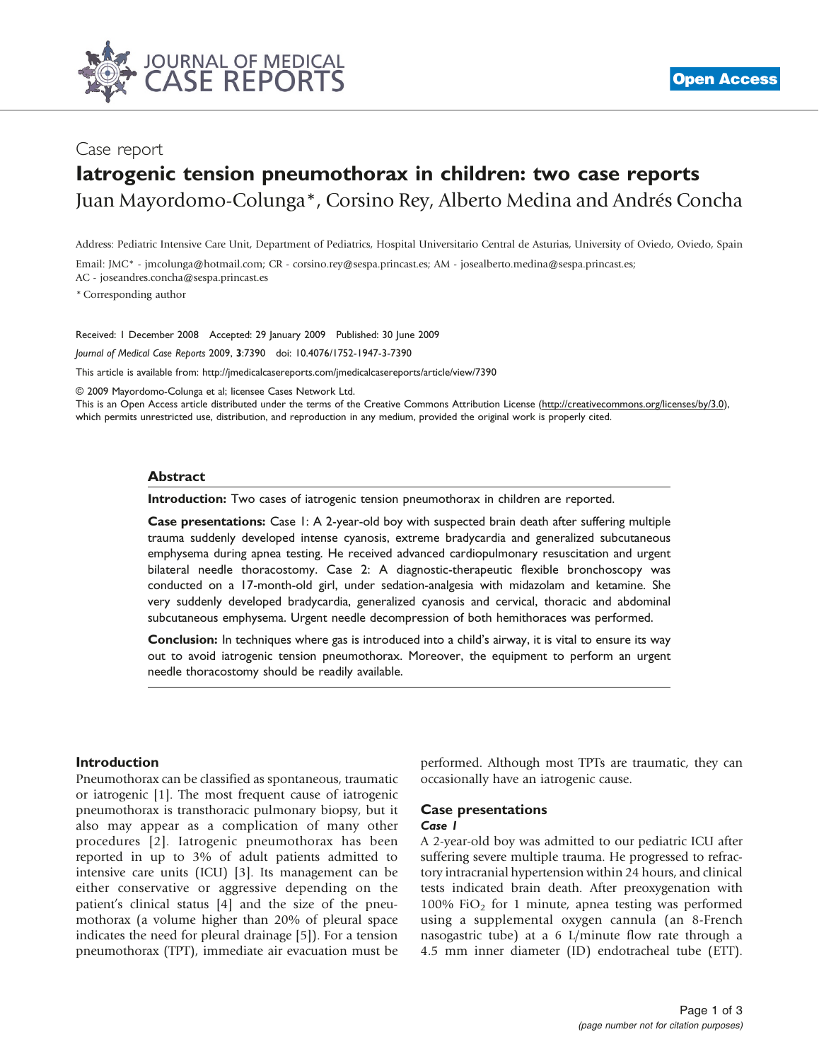Case report

# Iatrogenic tension pneumothorax in children: two case reports

Juan Mayordomo-Colunga*, Corsino Rey, Alberto Medina and Andrés Concha

Address: Pediatric Intensive Care Unit, Department of Pediatrics, Hospital Universitario Central de Asturias, University of Oviedo, Oviedo, Spain

Email: JMC* - jmcolunga@hotmail.com; CR - corsino.rey@sespa.princast.es; AM - josealberto.medina@sespa.princast.es; AC - joseandres.concha@sespa.princast.es

* Corresponding author

Received: 1 December 2008 Accepted: 29 January 2009 Published: 30 June 2009

*Journal of Medical Case Reports* 2009, **3**:7390 doi: 10.4076/1752-1947-3-7390

This article is available from: http://jmedicalcasereports.com/jmedicalcasereports/article/view/7390

© 2009 Mayordomo-Colunga et al; licensee Cases Network Ltd.

This is an Open Access article distributed under the terms of the Creative Commons Attribution License (http://creativecommons.org/licenses/by/3.0), which permits unrestricted use, distribution, and reproduction in any medium, provided the original work is properly cited.

## Abstract

**Introduction:** Two cases of iatrogenic tension pneumothorax in children are reported.

**Case presentations:** Case 1: A 2-year-old boy with suspected brain death after suffering multiple trauma suddenly developed intense cyanosis, extreme bradycardia and generalized subcutaneous emphysema during apnea testing. He received advanced cardiopulmonary resuscitation and urgent bilateral needle thoracostomy. Case 2: A diagnostic-therapeutic flexible bronchoscopy was conducted on a 17-month-old girl, under sedation-analgesia with midazolam and ketamine. She very suddenly developed bradycardia, generalized cyanosis and cervical, thoracic and abdominal subcutaneous emphysema. Urgent needle decompression of both hemithoraces was performed.

**Conclusion:** In techniques where gas is introduced into a child's airway, it is vital to ensure its way out to avoid iatrogenic tension pneumothorax. Moreover, the equipment to perform an urgent needle thoracostomy should be readily available.

## Introduction

Pneumothorax can be classified as spontaneous, traumatic or iatrogenic [1]. The most frequent cause of iatrogenic pneumothorax is transthoracic pulmonary biopsy, but it also may appear as a complication of many other procedures [2]. Iatrogenic pneumothorax has been reported in up to 3% of adult patients admitted to intensive care units (ICU) [3]. Its management can be either conservative or aggressive depending on the patient's clinical status [4] and the size of the pneumothorax (a volume higher than 20% of pleural space indicates the need for pleural drainage [5]). For a tension pneumothorax (TPT), immediate air evacuation must be performed. Although most TPTs are traumatic, they can occasionally have an iatrogenic cause.

## Case presentations

### *Case 1*

A 2-year-old boy was admitted to our pediatric ICU after suffering severe multiple trauma. He progressed to refractory intracranial hypertension within 24 hours, and clinical tests indicated brain death. After preoxygenation with 100% $FiO_2$ for 1 minute, apnea testing was performed using a supplemental oxygen cannula (an 8-French nasogastric tube) at a 6 L/minute flow rate through a 4.5 mm inner diameter (ID) endotracheal tube (ETT).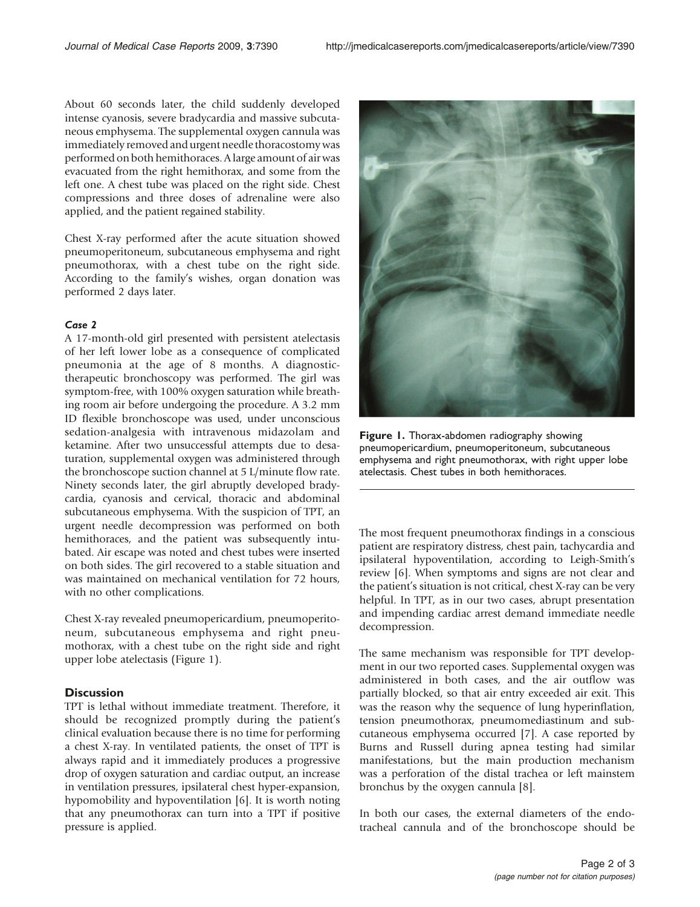About 60 seconds later, the child suddenly developed intense cyanosis, severe bradycardia and massive subcutaneous emphysema. The supplemental oxygen cannula was immediately removed and urgent needle thoracostomy was performed on both hemithoraces. A large amount of air was evacuated from the right hemithorax, and some from the left one. A chest tube was placed on the right side. Chest compressions and three doses of adrenaline were also applied, and the patient regained stability.

Chest X-ray performed after the acute situation showed pneumoperitoneum, subcutaneous emphysema and right pneumothorax, with a chest tube on the right side. According to the family's wishes, organ donation was performed 2 days later.

### *Case 2*

A 17-month-old girl presented with persistent atelectasis of her left lower lobe as a consequence of complicated pneumonia at the age of 8 months. A diagnostic-therapeutic bronchoscopy was performed. The girl was symptom-free, with 100% oxygen saturation while breathing room air before undergoing the procedure. A 3.2 mm ID flexible bronchoscope was used, under unconscious sedation-analgesia with intravenous midazolam and ketamine. After two unsuccessful attempts due to desaturation, supplemental oxygen was administered through the bronchoscope suction channel at 5 L/minute flow rate. Ninety seconds later, the girl abruptly developed bradycardia, cyanosis and cervical, thoracic and abdominal subcutaneous emphysema. With the suspicion of TPT, an urgent needle decompression was performed on both hemithoraces, and the patient was subsequently intubated. Air escape was noted and chest tubes were inserted on both sides. The girl recovered to a stable situation and was maintained on mechanical ventilation for 72 hours, with no other complications.

Chest X-ray revealed pneumopericardium, pneumoperitoneum, subcutaneous emphysema and right pneumothorax, with a chest tube on the right side and right upper lobe atelectasis (Figure 1).

**Figure 1.** Thorax-abdomen radiography showing pneumopericardium, pneumoperitoneum, subcutaneous emphysema and right pneumothorax, with right upper lobe atelectasis. Chest tubes in both hemithoraces.

## Discussion

TPT is lethal without immediate treatment. Therefore, it should be recognized promptly during the patient's clinical evaluation because there is no time for performing a chest X-ray. In ventilated patients, the onset of TPT is always rapid and it immediately produces a progressive drop of oxygen saturation and cardiac output, an increase in ventilation pressures, ipsilateral chest hyper-expansion, hypomobility and hypoventilation [6]. It is worth noting that any pneumothorax can turn into a TPT if positive pressure is applied.

The most frequent pneumothorax findings in a conscious patient are respiratory distress, chest pain, tachycardia and ipsilateral hypoventilation, according to Leigh-Smith's review [6]. When symptoms and signs are not clear and the patient's situation is not critical, chest X-ray can be very helpful. In TPT, as in our two cases, abrupt presentation and impending cardiac arrest demand immediate needle decompression.

The same mechanism was responsible for TPT development in our two reported cases. Supplemental oxygen was administered in both cases, and the air outflow was partially blocked, so that air entry exceeded air exit. This was the reason why the sequence of lung hyperinflation, tension pneumothorax, pneumomediastinum and subcutaneous emphysema occurred [7]. A case reported by Burns and Russell during apnea testing had similar manifestations, but the main production mechanism was a perforation of the distal trachea or left mainstem bronchus by the oxygen cannula [8].

In both our cases, the external diameters of the endotracheal cannula and of the bronchoscope should be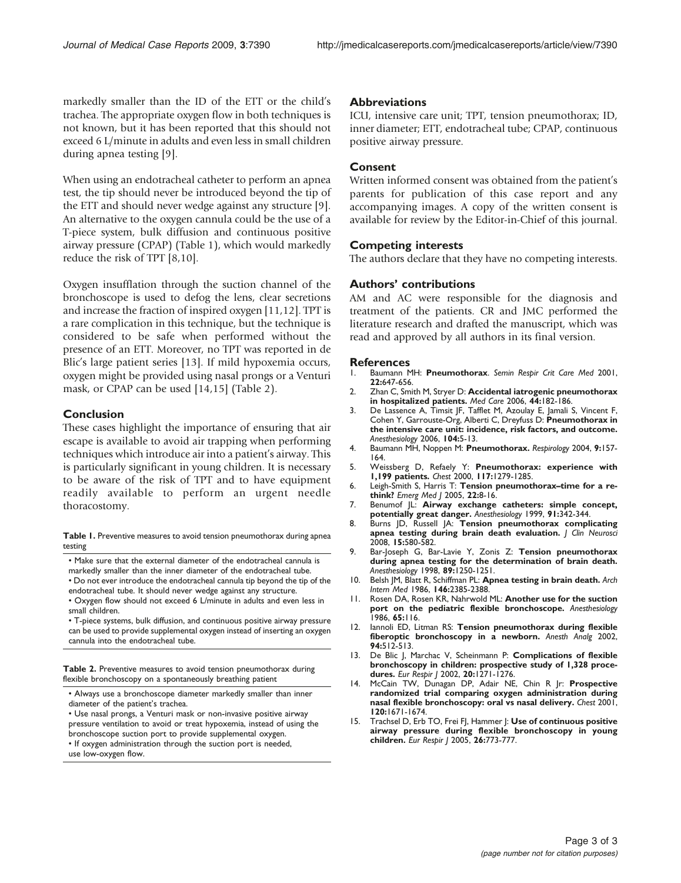markedly smaller than the ID of the ETT or the child's trachea. The appropriate oxygen flow in both techniques is not known, but it has been reported that this should not exceed 6 L/minute in adults and even less in small children during apnea testing [9].

When using an endotracheal catheter to perform an apnea test, the tip should never be introduced beyond the tip of the ETT and should never wedge against any structure [9]. An alternative to the oxygen cannula could be the use of a T-piece system, bulk diffusion and continuous positive airway pressure (CPAP) (Table 1), which would markedly reduce the risk of TPT [8,10].

Oxygen insufflation through the suction channel of the bronchoscope is used to defog the lens, clear secretions and increase the fraction of inspired oxygen [11,12]. TPT is a rare complication in this technique, but the technique is considered to be safe when performed without the presence of an ETT. Moreover, no TPT was reported in de Blic's large patient series [13]. If mild hypoxemia occurs, oxygen might be provided using nasal prongs or a Venturi mask, or CPAP can be used [14,15] (Table 2).

## Conclusion

These cases highlight the importance of ensuring that air escape is available to avoid air trapping when performing techniques which introduce air into a patient's airway. This is particularly significant in young children. It is necessary to be aware of the risk of TPT and to have equipment readily available to perform an urgent needle thoracostomy.

**Table 1.** Preventive measures to avoid tension pneumothorax during apnea testing

| |
|---|
| • Make sure that the external diameter of the endotracheal cannula is markedly smaller than the inner diameter of the endotracheal tube. |
| • Do not ever introduce the endotracheal cannula tip beyond the tip of the endotracheal tube. It should never wedge against any structure. |
| • Oxygen flow should not exceed 6 L/minute in adults and even less in small children. |
| • T-piece systems, bulk diffusion, and continuous positive airway pressure can be used to provide supplemental oxygen instead of inserting an oxygen cannula into the endotracheal tube. |

**Table 2.** Preventive measures to avoid tension pneumothorax during flexible bronchoscopy on a spontaneously breathing patient

| |
|---|
| • Always use a bronchoscope diameter markedly smaller than inner diameter of the patient's trachea. |
| • Use nasal prongs, a Venturi mask or non-invasive positive airway pressure ventilation to avoid or treat hypoxemia, instead of using the bronchoscope suction port to provide supplemental oxygen. |
| • If oxygen administration through the suction port is needed, use low-oxygen flow. |

## Abbreviations

ICU, intensive care unit; TPT, tension pneumothorax; ID, inner diameter; ETT, endotracheal tube; CPAP, continuous positive airway pressure.

## Consent

Written informed consent was obtained from the patient's parents for publication of this case report and any accompanying images. A copy of the written consent is available for review by the Editor-in-Chief of this journal.

## Competing interests

The authors declare that they have no competing interests.

## Authors' contributions

AM and AC were responsible for the diagnosis and treatment of the patients. CR and JMC performed the literature research and drafted the manuscript, which was read and approved by all authors in its final version.

## References

1. Baumann MH: **Pneumothorax**. *Semin Respir Crit Care Med* 2001, **22:**647-656.
2. Zhan C, Smith M, Stryer D: **Accidental iatrogenic pneumothorax in hospitalized patients.** *Med Care* 2006, **44:**182-186.
3. De Lassence A, Timsit JF, Tafflet M, Azoulay E, Jamali S, Vincent F, Cohen Y, Garrouste-Org, Alberti C, Dreyfuss D: **Pneumothorax in the intensive care unit: incidence, risk factors, and outcome.** *Anesthesiology* 2006, **104:**5-13.
4. Baumann MH, Noppen M: **Pneumothorax.** *Respirology* 2004, **9:**157-164.
5. Weissberg D, Refaely Y: **Pneumothorax: experience with 1,199 patients.** *Chest* 2000, **117:**1279-1285.
6. Leigh-Smith S, Harris T: **Tension pneumothorax–time for a re-think?** *Emerg Med J* 2005, **22:**8-16.
7. Benumof JL: **Airway exchange catheters: simple concept, potentially great danger.** *Anesthesiology* 1999, **91:**342-344.
8. Burns JD, Russell JA: **Tension pneumothorax complicating apnea testing during brain death evaluation.** *J Clin Neurosci* 2008, **15:**580-582.
9. Bar-Joseph G, Bar-Lavie Y, Zonis Z: **Tension pneumothorax during apnea testing for the determination of brain death.** *Anesthesiology* 1998, **89:**1250-1251.
10. Belsh JM, Blatt R, Schiffman PL: **Apnea testing in brain death.** *Arch Intern Med* 1986, **146:**2385-2388.
11. Rosen DA, Rosen KR, Nahrwold ML: **Another use for the suction port on the pediatric flexible bronchoscope.** *Anesthesiology* 1986, **65:**116.
12. Iannoli ED, Litman RS: **Tension pneumothorax during flexible fiberoptic bronchoscopy in a newborn.** *Anesth Analg* 2002, **94:**512-513.
13. De Blic J, Marchac V, Scheinmann P: **Complications of flexible bronchoscopy in children: prospective study of 1,328 procedures.** *Eur Respir J* 2002, **20:**1271-1276.
14. McCain TW, Dunagan DP, Adair NE, Chin R Jr: **Prospective randomized trial comparing oxygen administration during nasal flexible bronchoscopy: oral vs nasal delivery.** *Chest* 2001, **120:**1671-1674.
15. Trachsel D, Erb TO, Frei FJ, Hammer J: **Use of continuous positive airway pressure during flexible bronchoscopy in young children.** *Eur Respir J* 2005, **26:**773-777.